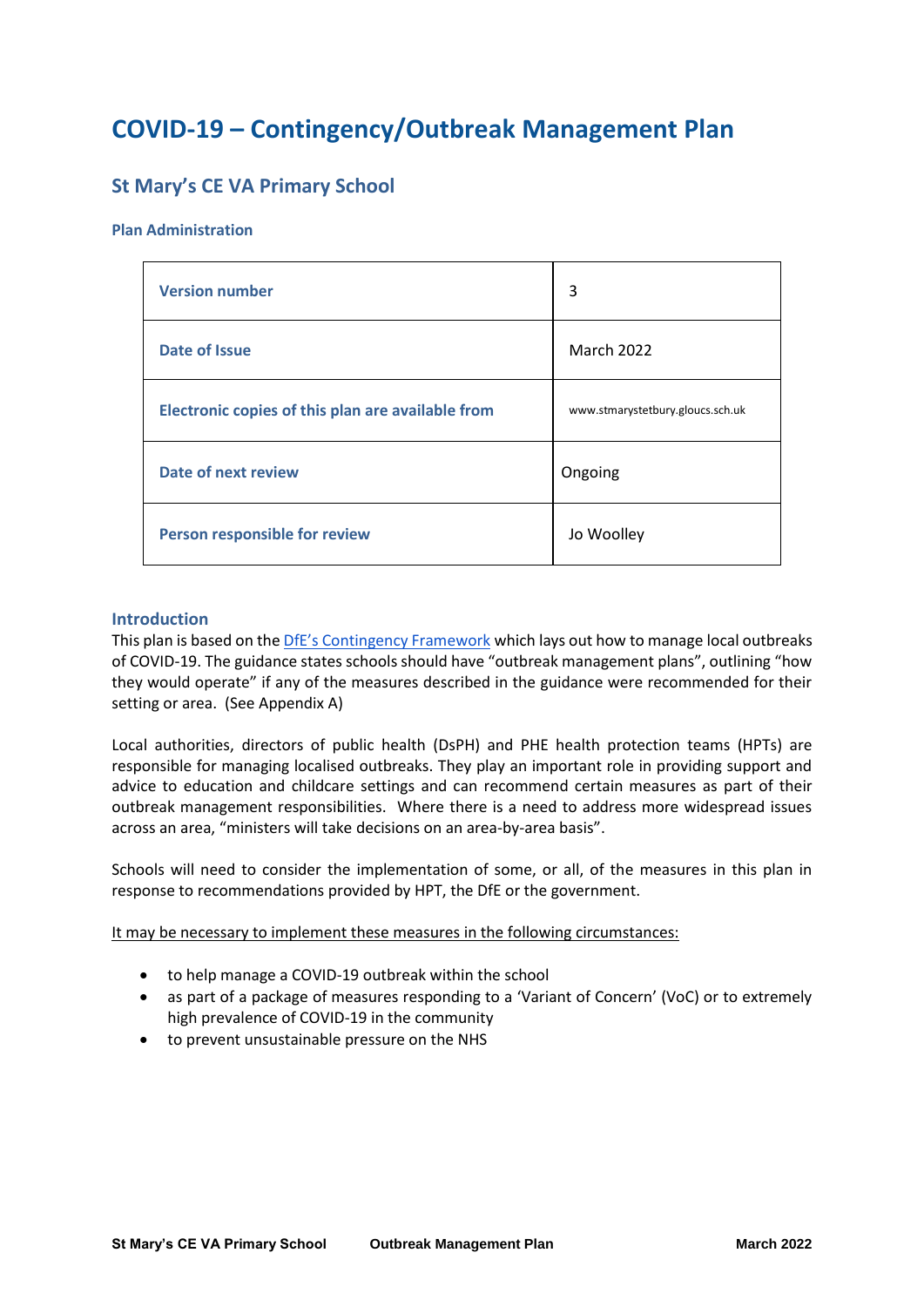# COVID-19 – Contingency/Outbreak Management Plan

## St Mary's CE VA Primary School

### Plan Administration

| | |
|---|---|
| **Version number** | 3 |
| **Date of Issue** | March 2022 |
| **Electronic copies of this plan are available from** | www.stmarystetbury.gloucs.sch.uk |
| **Date of next review** | Ongoing |
| **Person responsible for review** | Jo Woolley |

### Introduction

This plan is based on the [DfE's Contingency Framework] which lays out how to manage local outbreaks of COVID-19. The guidance states schools should have "outbreak management plans", outlining "how they would operate" if any of the measures described in the guidance were recommended for their setting or area. (See Appendix A)

Local authorities, directors of public health (DsPH) and PHE health protection teams (HPTs) are responsible for managing localised outbreaks. They play an important role in providing support and advice to education and childcare settings and can recommend certain measures as part of their outbreak management responsibilities. Where there is a need to address more widespread issues across an area, "ministers will take decisions on an area-by-area basis".

Schools will need to consider the implementation of some, or all, of the measures in this plan in response to recommendations provided by HPT, the DfE or the government.

It may be necessary to implement these measures in the following circumstances:

- to help manage a COVID-19 outbreak within the school
- as part of a package of measures responding to a 'Variant of Concern' (VoC) or to extremely high prevalence of COVID-19 in the community
- to prevent unsustainable pressure on the NHS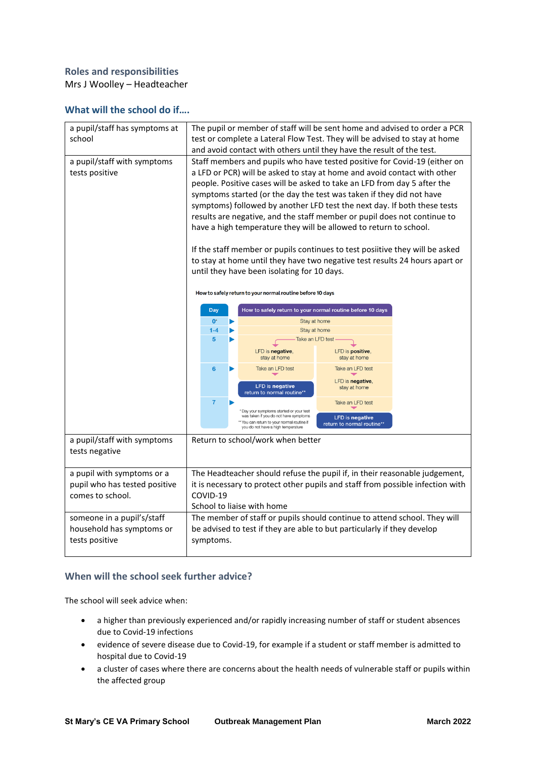## Roles and responsibilities

Mrs J Woolley – Headteacher

## What will the school do if….

| | |
|---|---|
| a pupil/staff has symptoms at school | The pupil or member of staff will be sent home and advised to order a PCR test or complete a Lateral Flow Test. They will be advised to stay at home and avoid contact with others until they have the result of the test. |
| a pupil/staff with symptoms tests positive | Staff members and pupils who have tested positive for Covid-19 (either on a LFD or PCR) will be asked to stay at home and avoid contact with other people. Positive cases will be asked to take an LFD from day 5 after the symptoms started (or the day the test was taken if they did not have symptoms) followed by another LFD test the next day. If both these tests results are negative, and the staff member or pupil does not continue to have a high temperature they will be allowed to return to school.<br><br>If the staff member or pupils continues to test positive they will be asked to stay at home until they have two negative test results 24 hours apart or until they have been isolating for 10 days.<br><br>**How to safely return to your normal routine before 10 days**<br><br>Day 0*: Stay at home<br>Day 1-4: Stay at home<br>Day 5: Take an LFD test — LFD is **negative**, stay at home / LFD is **positive**, stay at home<br>Day 6: Take an LFD test → **LFD is negative** return to normal routine** / Take an LFD test → LFD is **negative**, stay at home<br>Day 7: Take an LFD test → **LFD is negative** return to normal routine**<br><br>* Day your symptoms started or your test was taken if you do not have symptoms<br>** You can return to your normal routine if you do not have a high temperature |
| a pupil/staff with symptoms tests negative | Return to school/work when better |
| a pupil with symptoms or a pupil who has tested positive comes to school. | The Headteacher should refuse the pupil if, in their reasonable judgement, it is necessary to protect other pupils and staff from possible infection with COVID-19<br>School to liaise with home |
| someone in a pupil's/staff household has symptoms or tests positive | The member of staff or pupils should continue to attend school. They will be advised to test if they are able to but particularly if they develop symptoms. |

## When will the school seek further advice?

The school will seek advice when:

- a higher than previously experienced and/or rapidly increasing number of staff or student absences due to Covid-19 infections
- evidence of severe disease due to Covid-19, for example if a student or staff member is admitted to hospital due to Covid-19
- a cluster of cases where there are concerns about the health needs of vulnerable staff or pupils within the affected group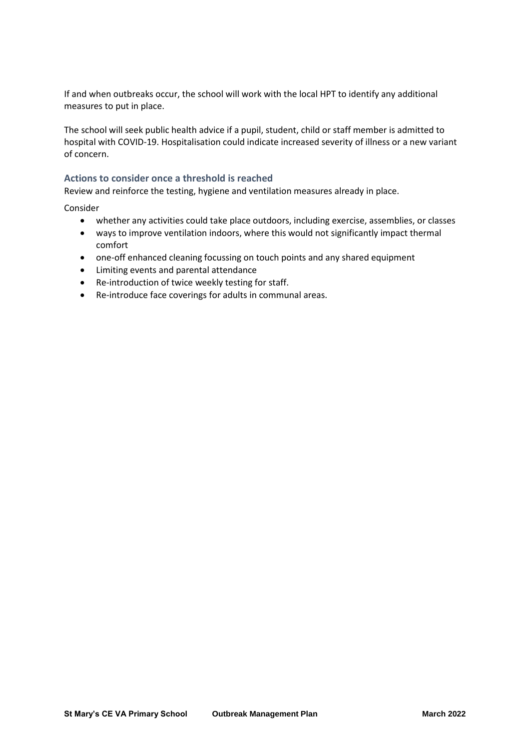If and when outbreaks occur, the school will work with the local HPT to identify any additional measures to put in place.

The school will seek public health advice if a pupil, student, child or staff member is admitted to hospital with COVID-19. Hospitalisation could indicate increased severity of illness or a new variant of concern.

### Actions to consider once a threshold is reached

Review and reinforce the testing, hygiene and ventilation measures already in place.

Consider

- whether any activities could take place outdoors, including exercise, assemblies, or classes
- ways to improve ventilation indoors, where this would not significantly impact thermal comfort
- one-off enhanced cleaning focussing on touch points and any shared equipment
- Limiting events and parental attendance
- Re-introduction of twice weekly testing for staff.
- Re-introduce face coverings for adults in communal areas.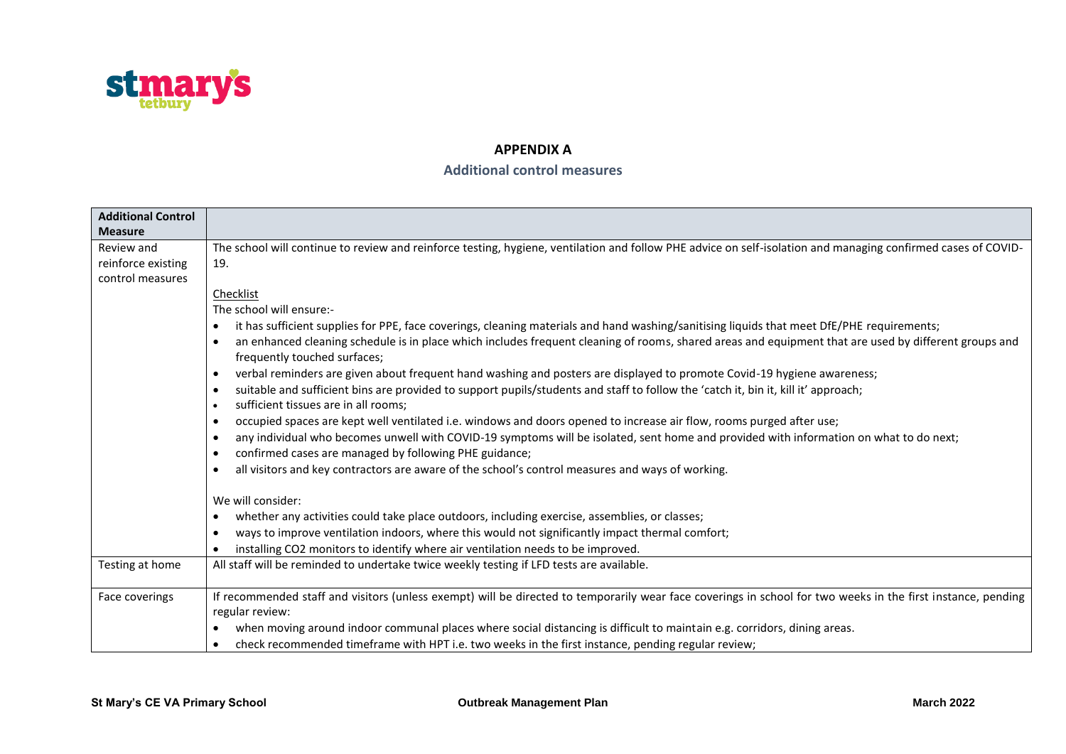## APPENDIX A

### Additional control measures

| Additional Control Measure | |
|---|---|
| Review and reinforce existing control measures | The school will continue to review and reinforce testing, hygiene, ventilation and follow PHE advice on self-isolation and managing confirmed cases of COVID-19.<br><br>Checklist<br>The school will ensure:-<br>• it has sufficient supplies for PPE, face coverings, cleaning materials and hand washing/sanitising liquids that meet DfE/PHE requirements;<br>• an enhanced cleaning schedule is in place which includes frequent cleaning of rooms, shared areas and equipment that are used by different groups and frequently touched surfaces;<br>• verbal reminders are given about frequent hand washing and posters are displayed to promote Covid-19 hygiene awareness;<br>• suitable and sufficient bins are provided to support pupils/students and staff to follow the 'catch it, bin it, kill it' approach;<br>• sufficient tissues are in all rooms;<br>• occupied spaces are kept well ventilated i.e. windows and doors opened to increase air flow, rooms purged after use;<br>• any individual who becomes unwell with COVID-19 symptoms will be isolated, sent home and provided with information on what to do next;<br>• confirmed cases are managed by following PHE guidance;<br>• all visitors and key contractors are aware of the school's control measures and ways of working.<br><br>We will consider:<br>• whether any activities could take place outdoors, including exercise, assemblies, or classes;<br>• ways to improve ventilation indoors, where this would not significantly impact thermal comfort;<br>• installing $CO_2$ monitors to identify where air ventilation needs to be improved. |
| Testing at home | All staff will be reminded to undertake twice weekly testing if LFD tests are available. |
| Face coverings | If recommended staff and visitors (unless exempt) will be directed to temporarily wear face coverings in school for two weeks in the first instance, pending regular review:<br>• when moving around indoor communal places where social distancing is difficult to maintain e.g. corridors, dining areas.<br>• check recommended timeframe with HPT i.e. two weeks in the first instance, pending regular review; |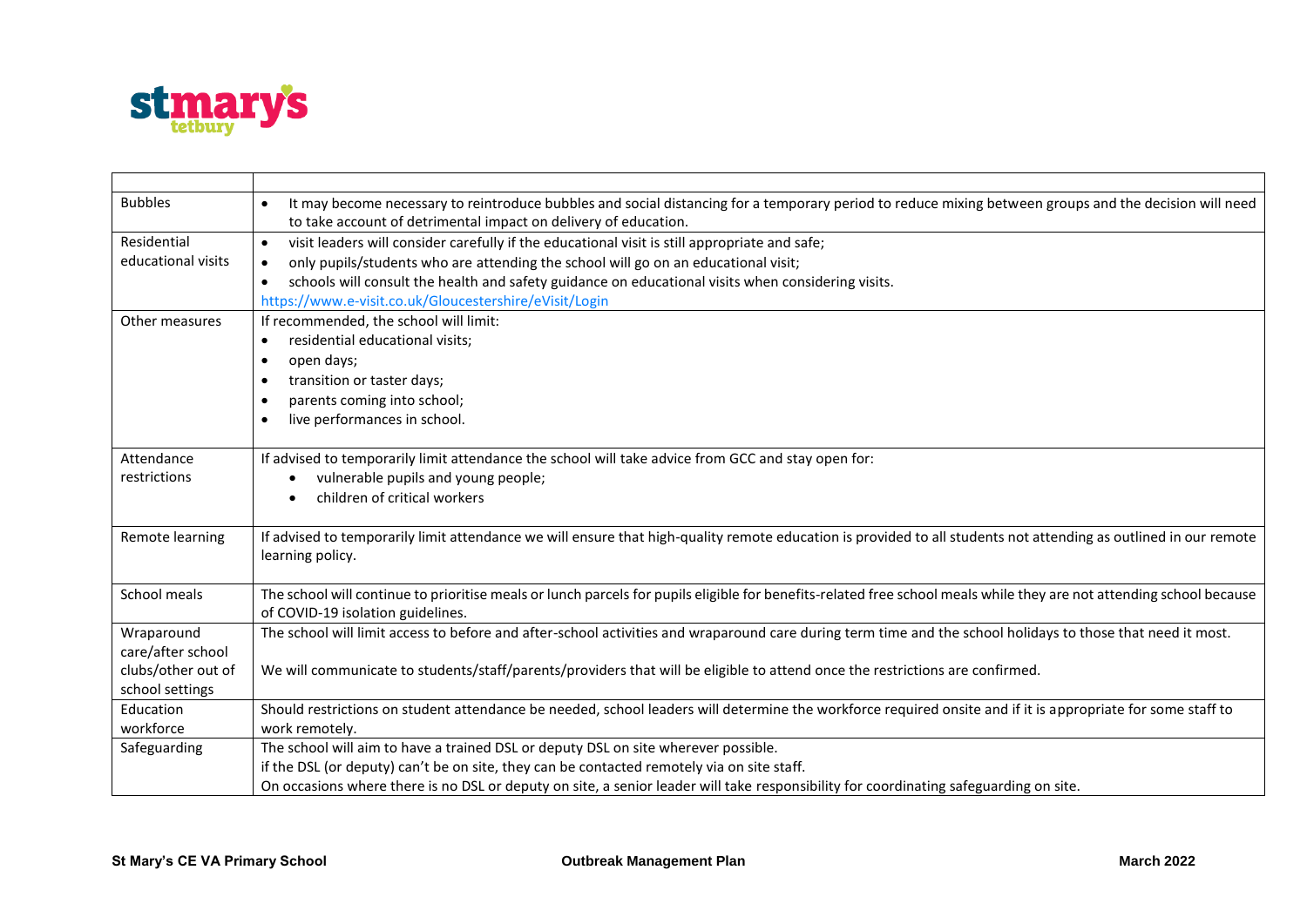| | |
|---|---|
| Bubbles | • It may become necessary to reintroduce bubbles and social distancing for a temporary period to reduce mixing between groups and the decision will need to take account of detrimental impact on delivery of education. |
| Residential educational visits | • visit leaders will consider carefully if the educational visit is still appropriate and safe;<br>• only pupils/students who are attending the school will go on an educational visit;<br>• schools will consult the health and safety guidance on educational visits when considering visits.<br>https://www.e-visit.co.uk/Gloucestershire/eVisit/Login |
| Other measures | If recommended, the school will limit:<br>• residential educational visits;<br>• open days;<br>• transition or taster days;<br>• parents coming into school;<br>• live performances in school. |
| Attendance restrictions | If advised to temporarily limit attendance the school will take advice from GCC and stay open for:<br>• vulnerable pupils and young people;<br>• children of critical workers |
| Remote learning | If advised to temporarily limit attendance we will ensure that high-quality remote education is provided to all students not attending as outlined in our remote learning policy. |
| School meals | The school will continue to prioritise meals or lunch parcels for pupils eligible for benefits-related free school meals while they are not attending school because of COVID-19 isolation guidelines. |
| Wraparound care/after school clubs/other out of school settings | The school will limit access to before and after-school activities and wraparound care during term time and the school holidays to those that need it most.<br><br>We will communicate to students/staff/parents/providers that will be eligible to attend once the restrictions are confirmed. |
| Education workforce | Should restrictions on student attendance be needed, school leaders will determine the workforce required onsite and if it is appropriate for some staff to work remotely. |
| Safeguarding | The school will aim to have a trained DSL or deputy DSL on site wherever possible.<br>if the DSL (or deputy) can't be on site, they can be contacted remotely via on site staff.<br>On occasions where there is no DSL or deputy on site, a senior leader will take responsibility for coordinating safeguarding on site. |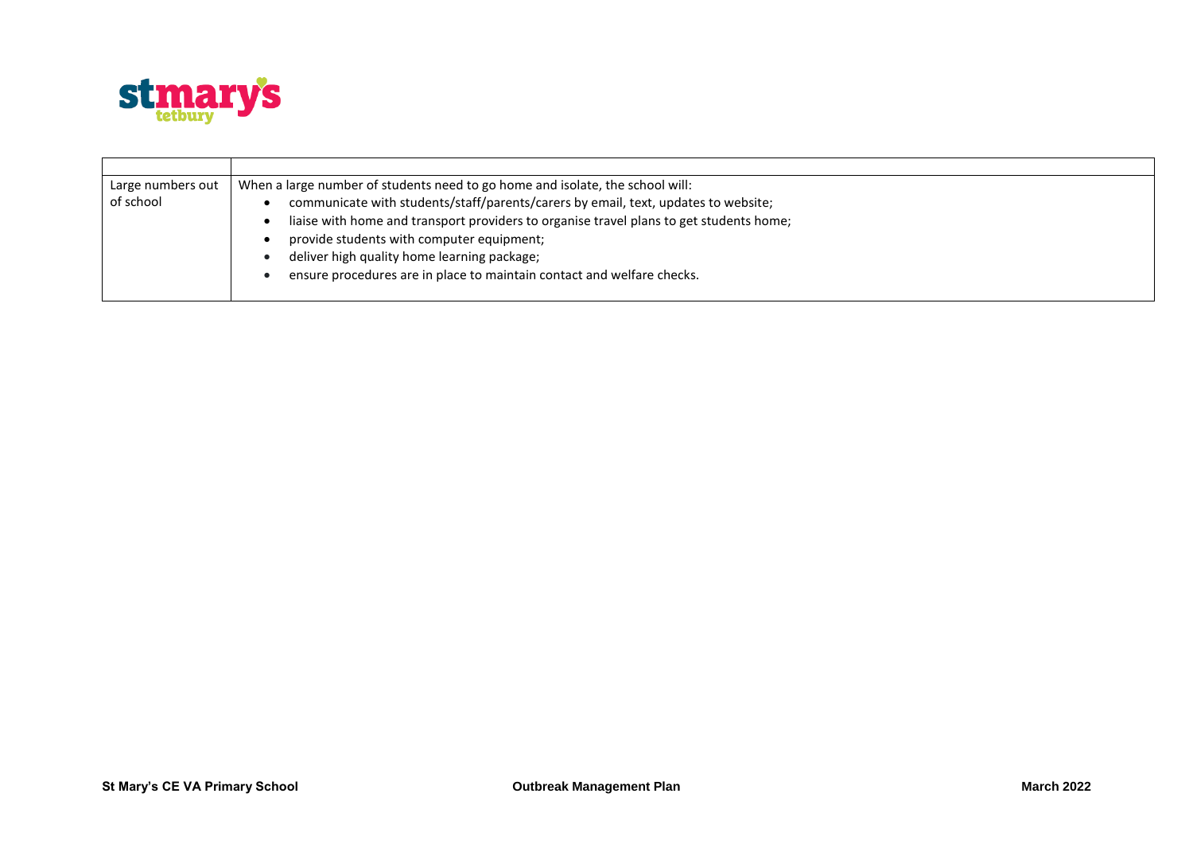| | |
|---|---|
| Large numbers out of school | When a large number of students need to go home and isolate, the school will:<br>• communicate with students/staff/parents/carers by email, text, updates to website;<br>• liaise with home and transport providers to organise travel plans to get students home;<br>• provide students with computer equipment;<br>• deliver high quality home learning package;<br>• ensure procedures are in place to maintain contact and welfare checks. |